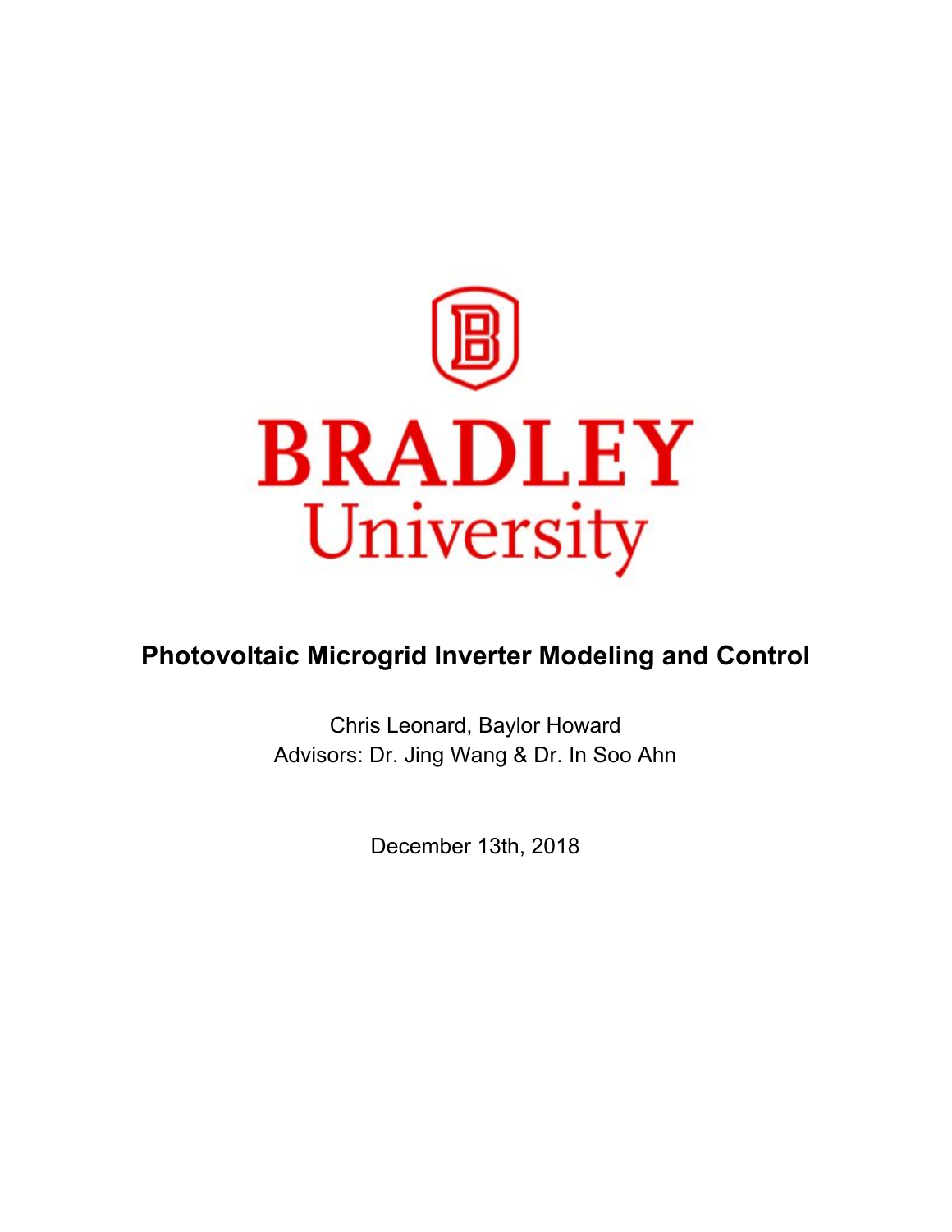BRADLEY
University

# Photovoltaic Microgrid Inverter Modeling and Control

Chris Leonard, Baylor Howard

Advisors: Dr. Jing Wang & Dr. In Soo Ahn

December 13th, 2018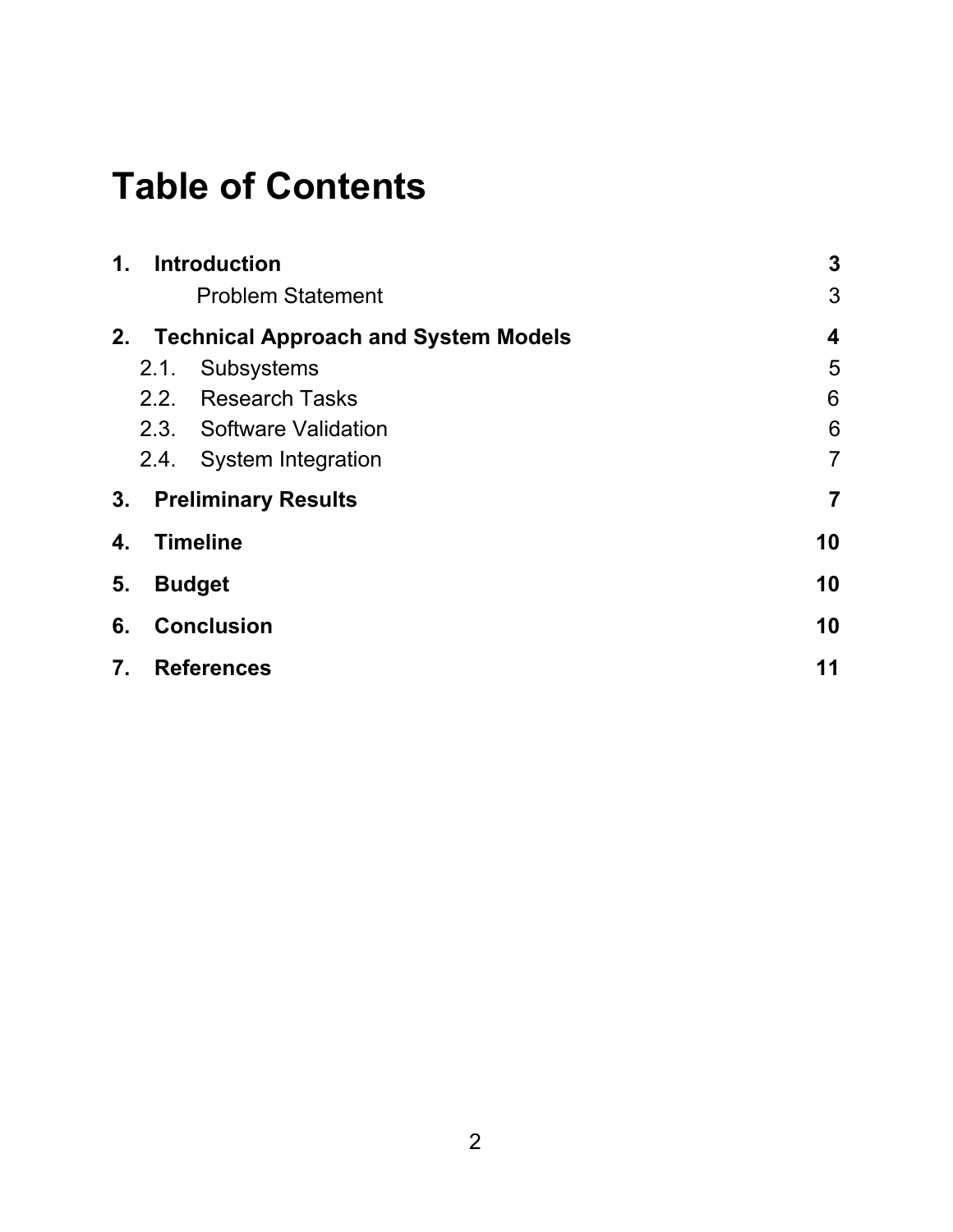# Table of Contents

| | | |
|---|---|---|
| **1.** | **Introduction** | **3** |
| | Problem Statement | 3 |
| **2.** | **Technical Approach and System Models** | **4** |
| 2.1. | Subsystems | 5 |
| 2.2. | Research Tasks | 6 |
| 2.3. | Software Validation | 6 |
| 2.4. | System Integration | 7 |
| **3.** | **Preliminary Results** | **7** |
| **4.** | **Timeline** | **10** |
| **5.** | **Budget** | **10** |
| **6.** | **Conclusion** | **10** |
| **7.** | **References** | **11** |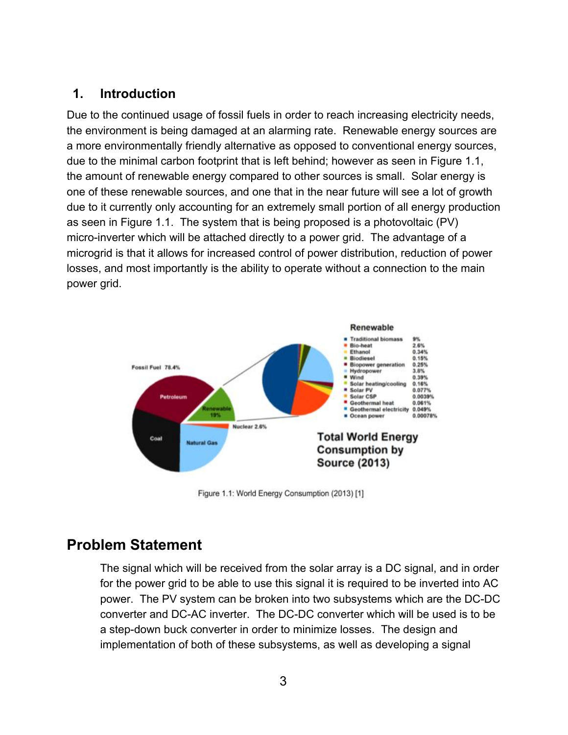## 1. Introduction

Due to the continued usage of fossil fuels in order to reach increasing electricity needs, the environment is being damaged at an alarming rate. Renewable energy sources are a more environmentally friendly alternative as opposed to conventional energy sources, due to the minimal carbon footprint that is left behind; however as seen in Figure 1.1, the amount of renewable energy compared to other sources is small. Solar energy is one of these renewable sources, and one that in the near future will see a lot of growth due to it currently only accounting for an extremely small portion of all energy production as seen in Figure 1.1. The system that is being proposed is a photovoltaic (PV) micro-inverter which will be attached directly to a power grid. The advantage of a microgrid is that it allows for increased control of power distribution, reduction of power losses, and most importantly is the ability to operate without a connection to the main power grid.

Figure 1.1: World Energy Consumption (2013) [1]

## Problem Statement

The signal which will be received from the solar array is a DC signal, and in order for the power grid to be able to use this signal it is required to be inverted into AC power. The PV system can be broken into two subsystems which are the DC-DC converter and DC-AC inverter. The DC-DC converter which will be used is to be a step-down buck converter in order to minimize losses. The design and implementation of both of these subsystems, as well as developing a signal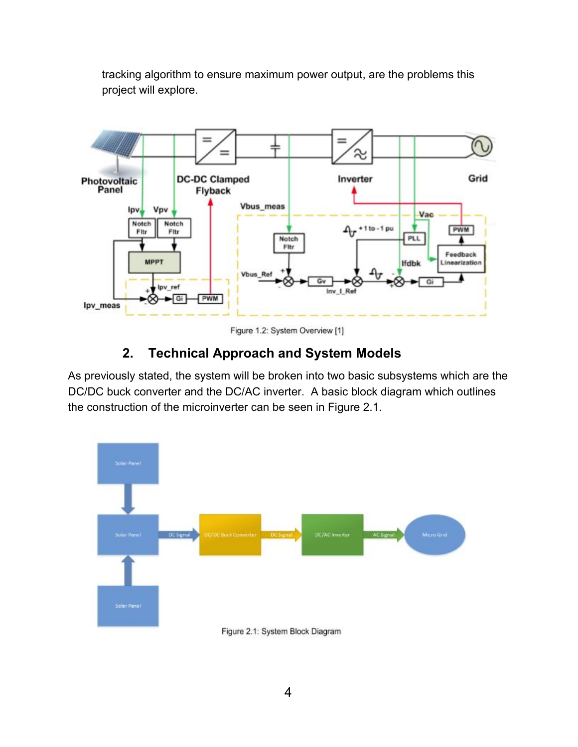tracking algorithm to ensure maximum power output, are the problems this project will explore.

Figure 1.2: System Overview [1]

## 2. Technical Approach and System Models

As previously stated, the system will be broken into two basic subsystems which are the DC/DC buck converter and the DC/AC inverter. A basic block diagram which outlines the construction of the microinverter can be seen in Figure 2.1.

Figure 2.1: System Block Diagram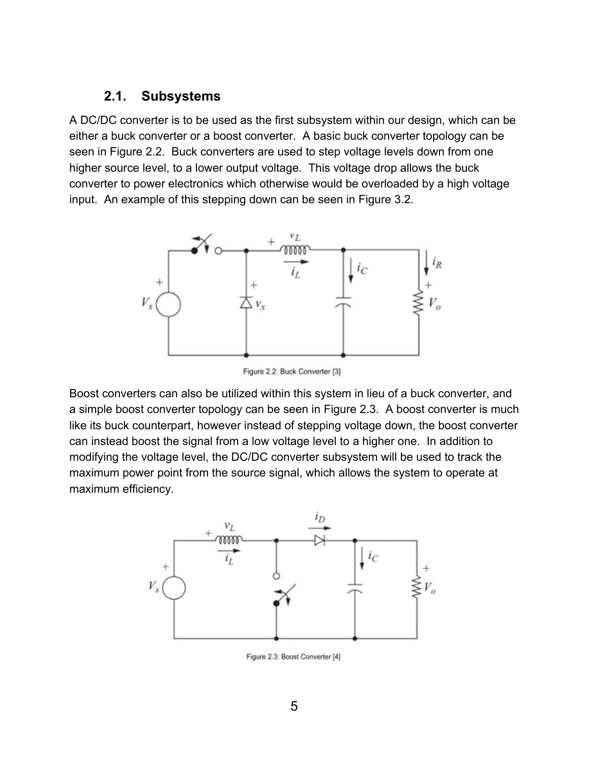### 2.1. Subsystems

A DC/DC converter is to be used as the first subsystem within our design, which can be either a buck converter or a boost converter. A basic buck converter topology can be seen in Figure 2.2. Buck converters are used to step voltage levels down from one higher source level, to a lower output voltage. This voltage drop allows the buck converter to power electronics which otherwise would be overloaded by a high voltage input. An example of this stepping down can be seen in Figure 3.2.

Figure 2.2: Buck Converter [3]

Boost converters can also be utilized within this system in lieu of a buck converter, and a simple boost converter topology can be seen in Figure 2.3. A boost converter is much like its buck counterpart, however instead of stepping voltage down, the boost converter can instead boost the signal from a low voltage level to a higher one. In addition to modifying the voltage level, the DC/DC converter subsystem will be used to track the maximum power point from the source signal, which allows the system to operate at maximum efficiency.

Figure 2.3: Boost Converter [4]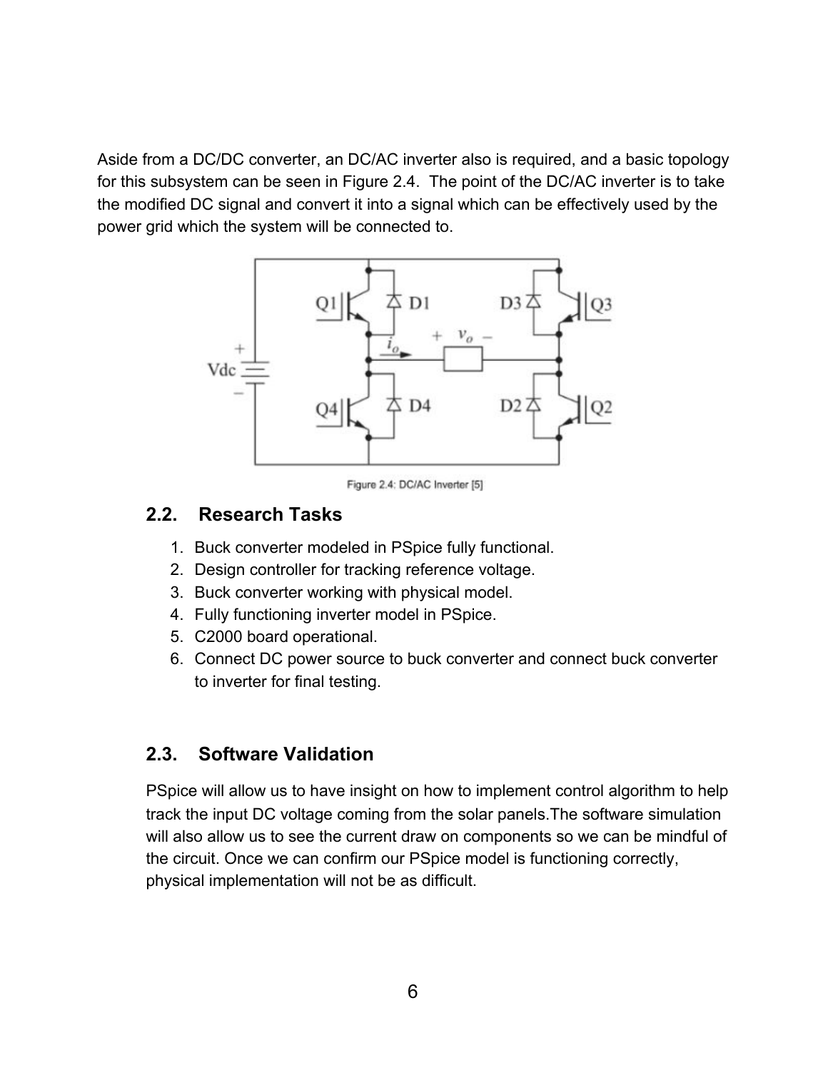Aside from a DC/DC converter, an DC/AC inverter also is required, and a basic topology for this subsystem can be seen in Figure 2.4. The point of the DC/AC inverter is to take the modified DC signal and convert it into a signal which can be effectively used by the power grid which the system will be connected to.

Figure 2.4: DC/AC Inverter [5]

## 2.2. Research Tasks

1. Buck converter modeled in PSpice fully functional.
2. Design controller for tracking reference voltage.
3. Buck converter working with physical model.
4. Fully functioning inverter model in PSpice.
5. C2000 board operational.
6. Connect DC power source to buck converter and connect buck converter to inverter for final testing.

## 2.3. Software Validation

PSpice will allow us to have insight on how to implement control algorithm to help track the input DC voltage coming from the solar panels.The software simulation will also allow us to see the current draw on components so we can be mindful of the circuit. Once we can confirm our PSpice model is functioning correctly, physical implementation will not be as difficult.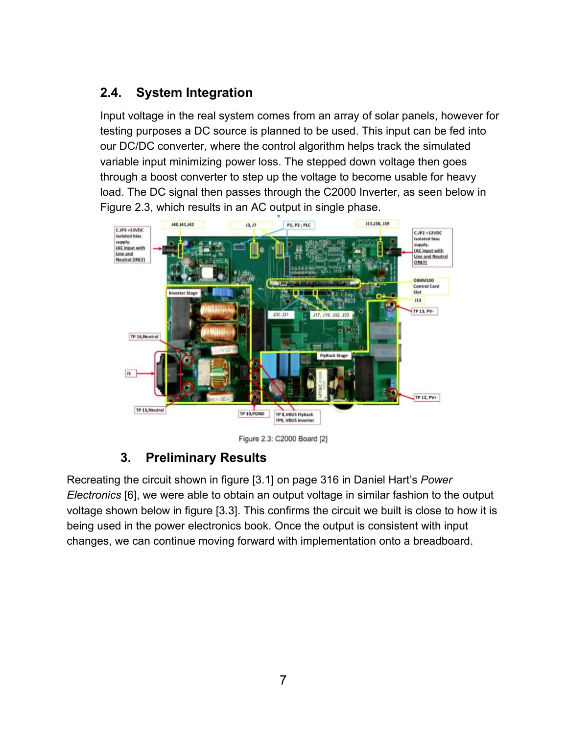## 2.4. System Integration

Input voltage in the real system comes from an array of solar panels, however for testing purposes a DC source is planned to be used. This input can be fed into our DC/DC converter, where the control algorithm helps track the simulated variable input minimizing power loss. The stepped down voltage then goes through a boost converter to step up the voltage to become usable for heavy load. The DC signal then passes through the C2000 Inverter, as seen below in Figure 2.3, which results in an AC output in single phase.

Figure 2.3: C2000 Board [2]

# 3. Preliminary Results

Recreating the circuit shown in figure [3.1] on page 316 in Daniel Hart's *Power Electronics* [6], we were able to obtain an output voltage in similar fashion to the output voltage shown below in figure [3.3]. This confirms the circuit we built is close to how it is being used in the power electronics book. Once the output is consistent with input changes, we can continue moving forward with implementation onto a breadboard.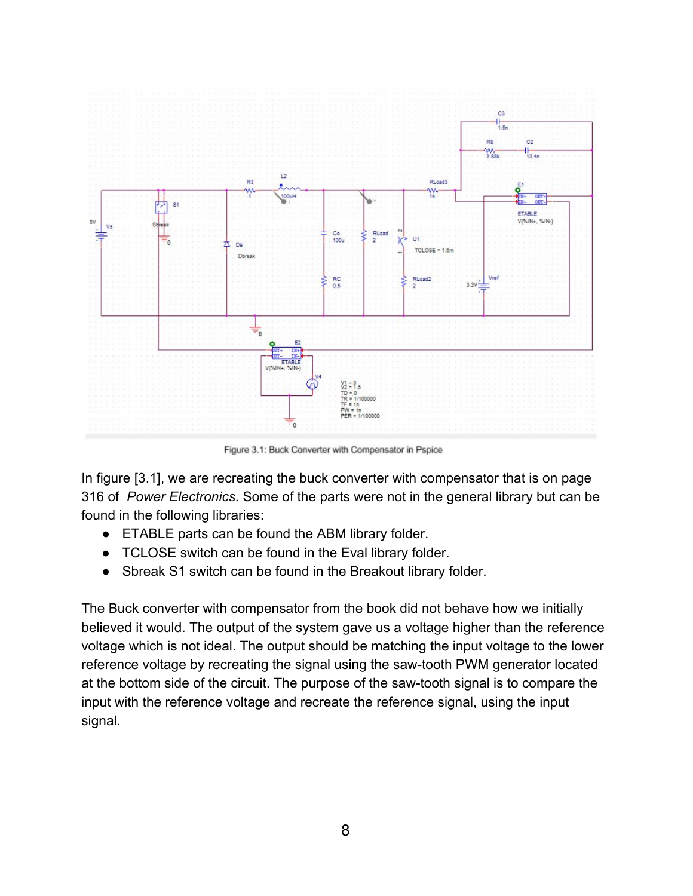Figure 3.1: Buck Converter with Compensator in Pspice

In figure [3.1], we are recreating the buck converter with compensator that is on page 316 of *Power Electronics.* Some of the parts were not in the general library but can be found in the following libraries:

- ETABLE parts can be found the ABM library folder.
- TCLOSE switch can be found in the Eval library folder.
- Sbreak S1 switch can be found in the Breakout library folder.

The Buck converter with compensator from the book did not behave how we initially believed it would. The output of the system gave us a voltage higher than the reference voltage which is not ideal. The output should be matching the input voltage to the lower reference voltage by recreating the signal using the saw-tooth PWM generator located at the bottom side of the circuit. The purpose of the saw-tooth signal is to compare the input with the reference voltage and recreate the reference signal, using the input signal.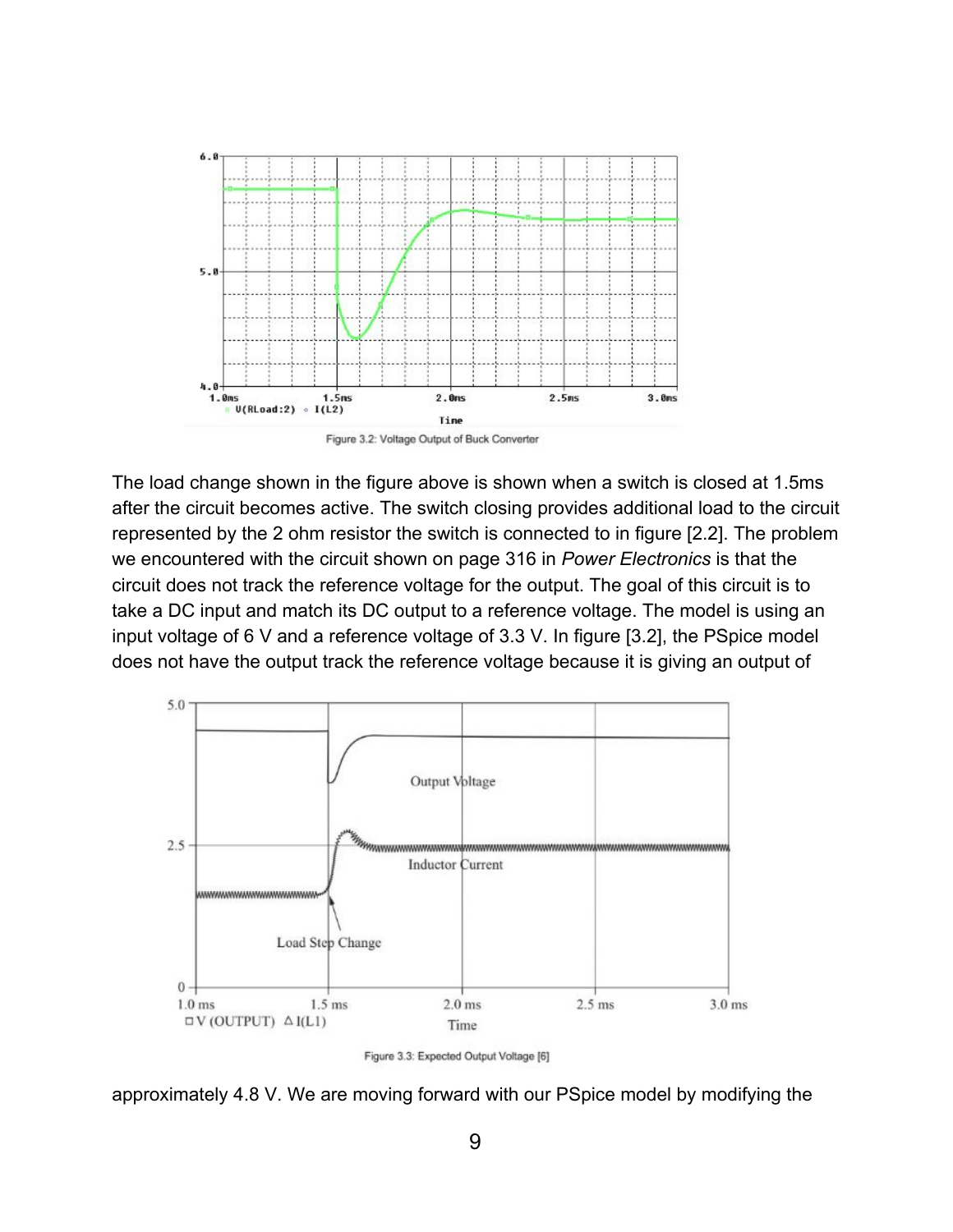Figure 3.2: Voltage Output of Buck Converter

The load change shown in the figure above is shown when a switch is closed at 1.5ms after the circuit becomes active. The switch closing provides additional load to the circuit represented by the 2 ohm resistor the switch is connected to in figure [2.2]. The problem we encountered with the circuit shown on page 316 in *Power Electronics* is that the circuit does not track the reference voltage for the output. The goal of this circuit is to take a DC input and match its DC output to a reference voltage. The model is using an input voltage of 6 V and a reference voltage of 3.3 V. In figure [3.2], the PSpice model does not have the output track the reference voltage because it is giving an output of

Figure 3.3: Expected Output Voltage [6]

approximately 4.8 V. We are moving forward with our PSpice model by modifying the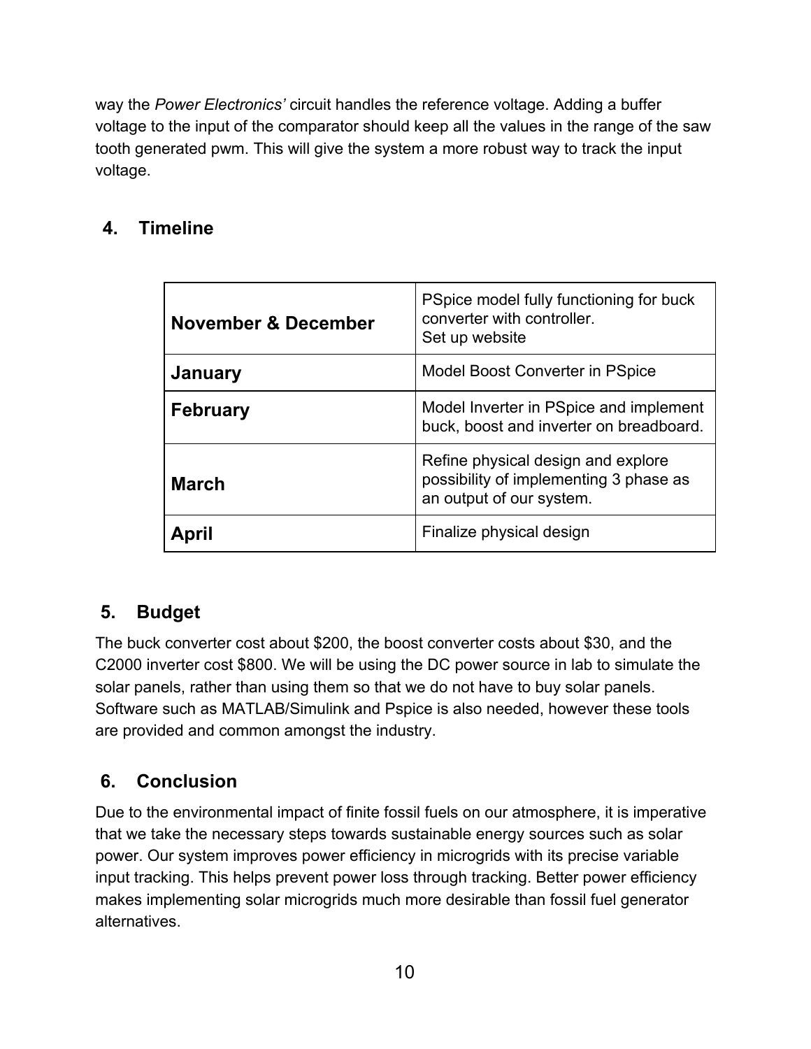way the *Power Electronics'* circuit handles the reference voltage. Adding a buffer voltage to the input of the comparator should keep all the values in the range of the saw tooth generated pwm. This will give the system a more robust way to track the input voltage.

## 4. Timeline

| | |
|---|---|
| **November & December** | PSpice model fully functioning for buck converter with controller.<br>Set up website |
| **January** | Model Boost Converter in PSpice |
| **February** | Model Inverter in PSpice and implement buck, boost and inverter on breadboard. |
| **March** | Refine physical design and explore possibility of implementing 3 phase as an output of our system. |
| **April** | Finalize physical design |

## 5. Budget

The buck converter cost about $200, the boost converter costs about $30, and the C2000 inverter cost $800. We will be using the DC power source in lab to simulate the solar panels, rather than using them so that we do not have to buy solar panels. Software such as MATLAB/Simulink and Pspice is also needed, however these tools are provided and common amongst the industry.

## 6. Conclusion

Due to the environmental impact of finite fossil fuels on our atmosphere, it is imperative that we take the necessary steps towards sustainable energy sources such as solar power. Our system improves power efficiency in microgrids with its precise variable input tracking. This helps prevent power loss through tracking. Better power efficiency makes implementing solar microgrids much more desirable than fossil fuel generator alternatives.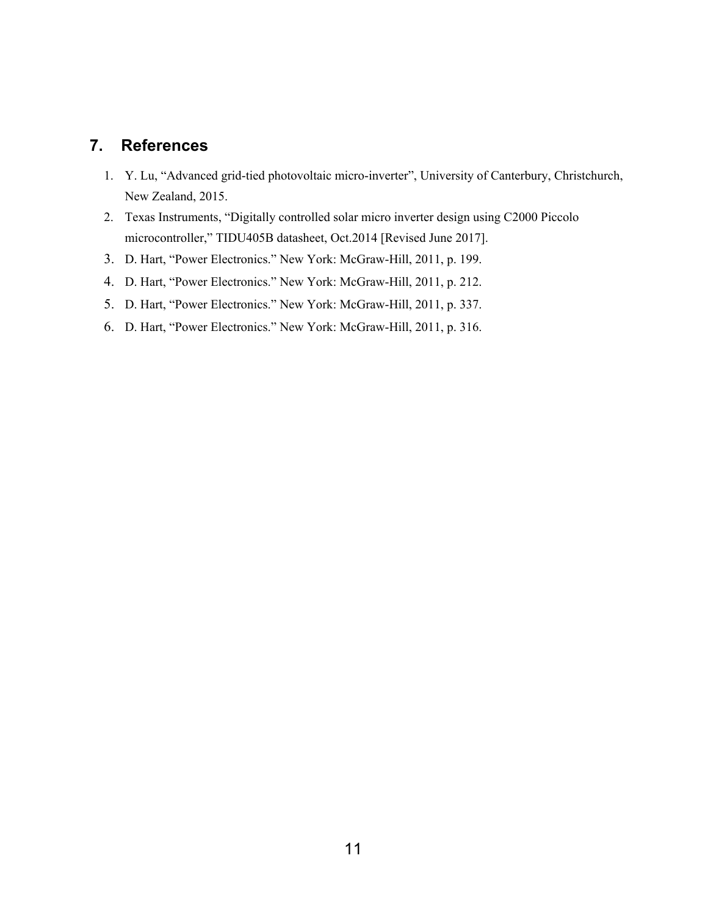## 7. References

1. Y. Lu, "Advanced grid-tied photovoltaic micro-inverter", University of Canterbury, Christchurch, New Zealand, 2015.
2. Texas Instruments, "Digitally controlled solar micro inverter design using C2000 Piccolo microcontroller," TIDU405B datasheet, Oct.2014 [Revised June 2017].
3. D. Hart, "Power Electronics." New York: McGraw-Hill, 2011, p. 199.
4. D. Hart, "Power Electronics." New York: McGraw-Hill, 2011, p. 212.
5. D. Hart, "Power Electronics." New York: McGraw-Hill, 2011, p. 337.
6. D. Hart, "Power Electronics." New York: McGraw-Hill, 2011, p. 316.